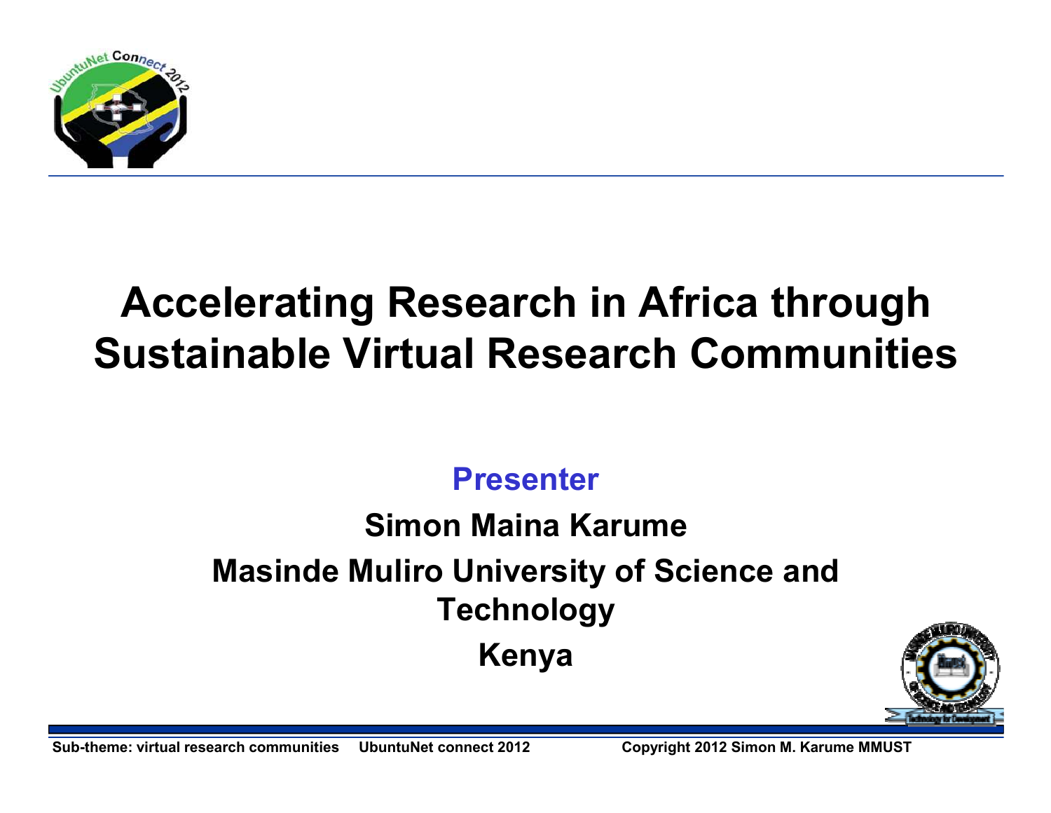# Accelerating Research in Africa through Sustainable Virtual Research Communities

**Presenter**

**Simon Maina Karume**

**Masinde Muliro University of Science and Technology**

**Kenya**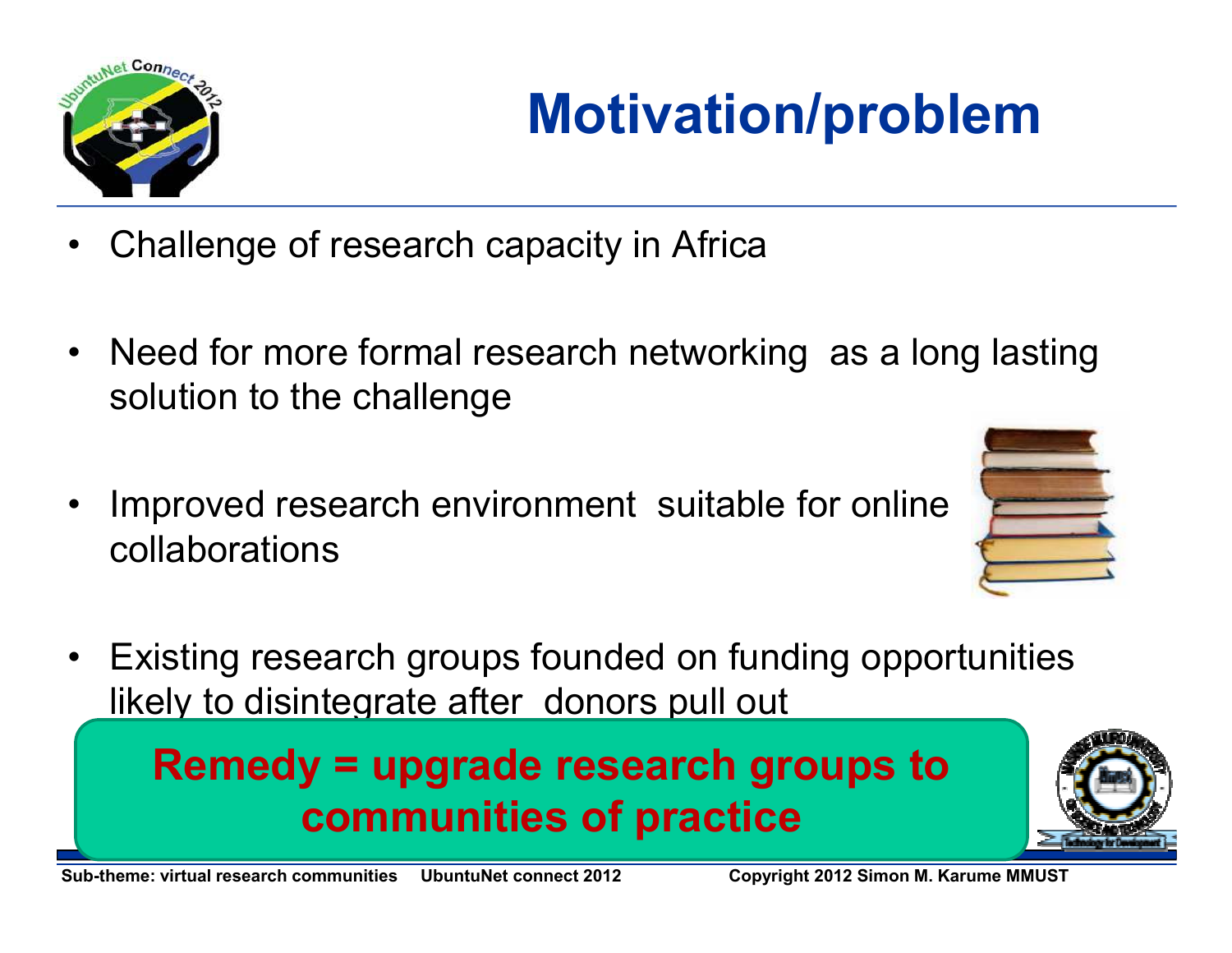# Motivation/problem

- Challenge of research capacity in Africa
- Need for more formal research networking as a long lasting solution to the challenge
- Improved research environment suitable for online collaborations
- Existing research groups founded on funding opportunities likely to disintegrate after donors pull out

**Remedy = upgrade research groups to communities of practice**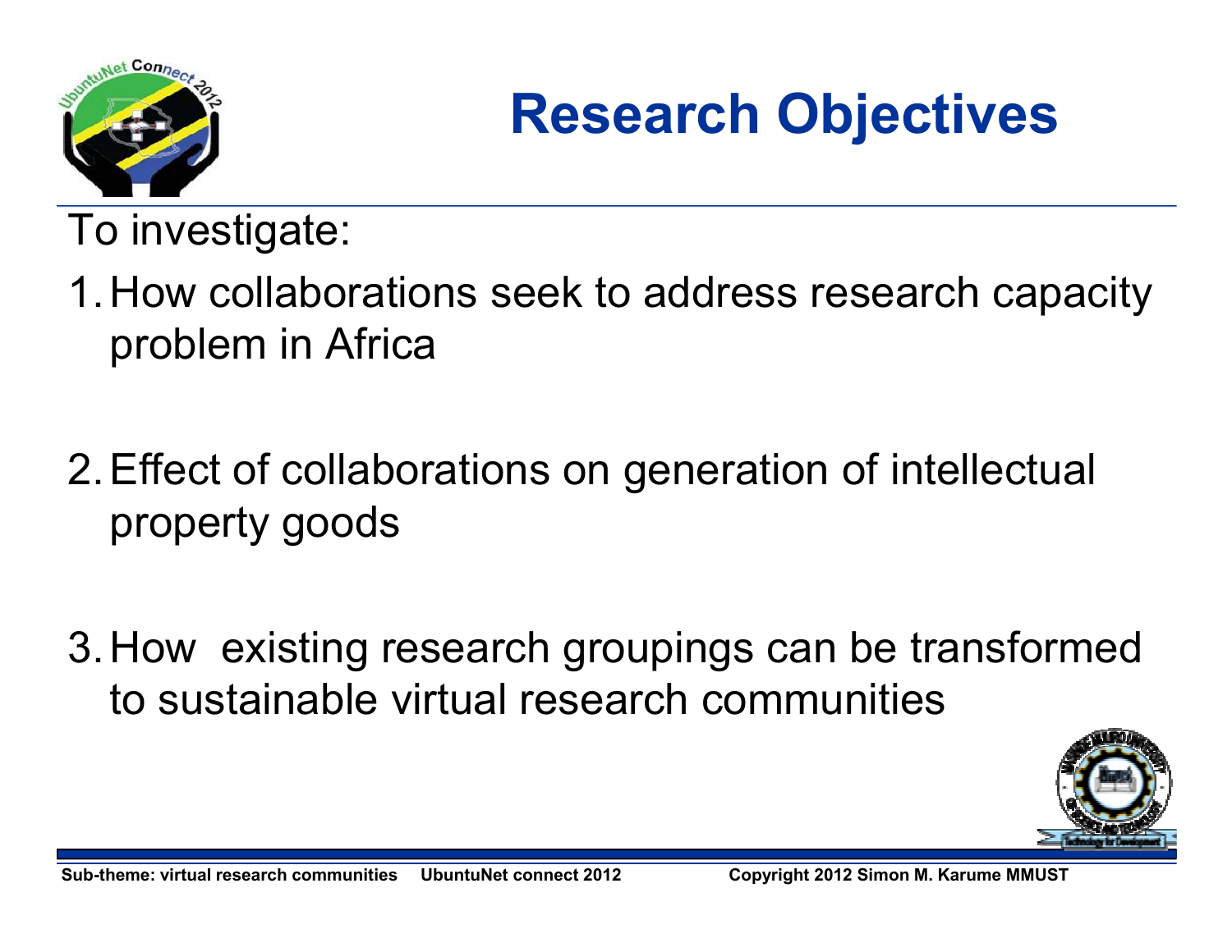# Research Objectives

To investigate:

1. How collaborations seek to address research capacity problem in Africa

2. Effect of collaborations on generation of intellectual property goods

3. How existing research groupings can be transformed to sustainable virtual research communities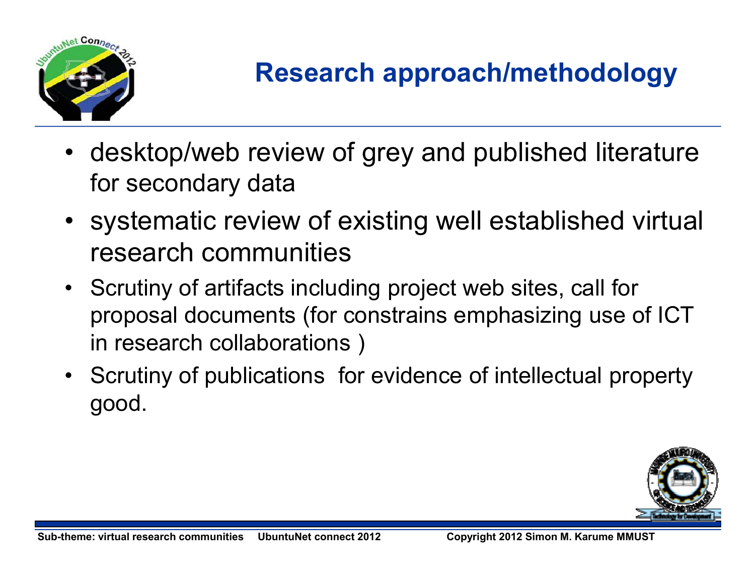# Research approach/methodology

- desktop/web review of grey and published literature for secondary data
- systematic review of existing well established virtual research communities
- Scrutiny of artifacts including project web sites, call for proposal documents (for constrains emphasizing use of ICT in research collaborations )
- Scrutiny of publications for evidence of intellectual property good.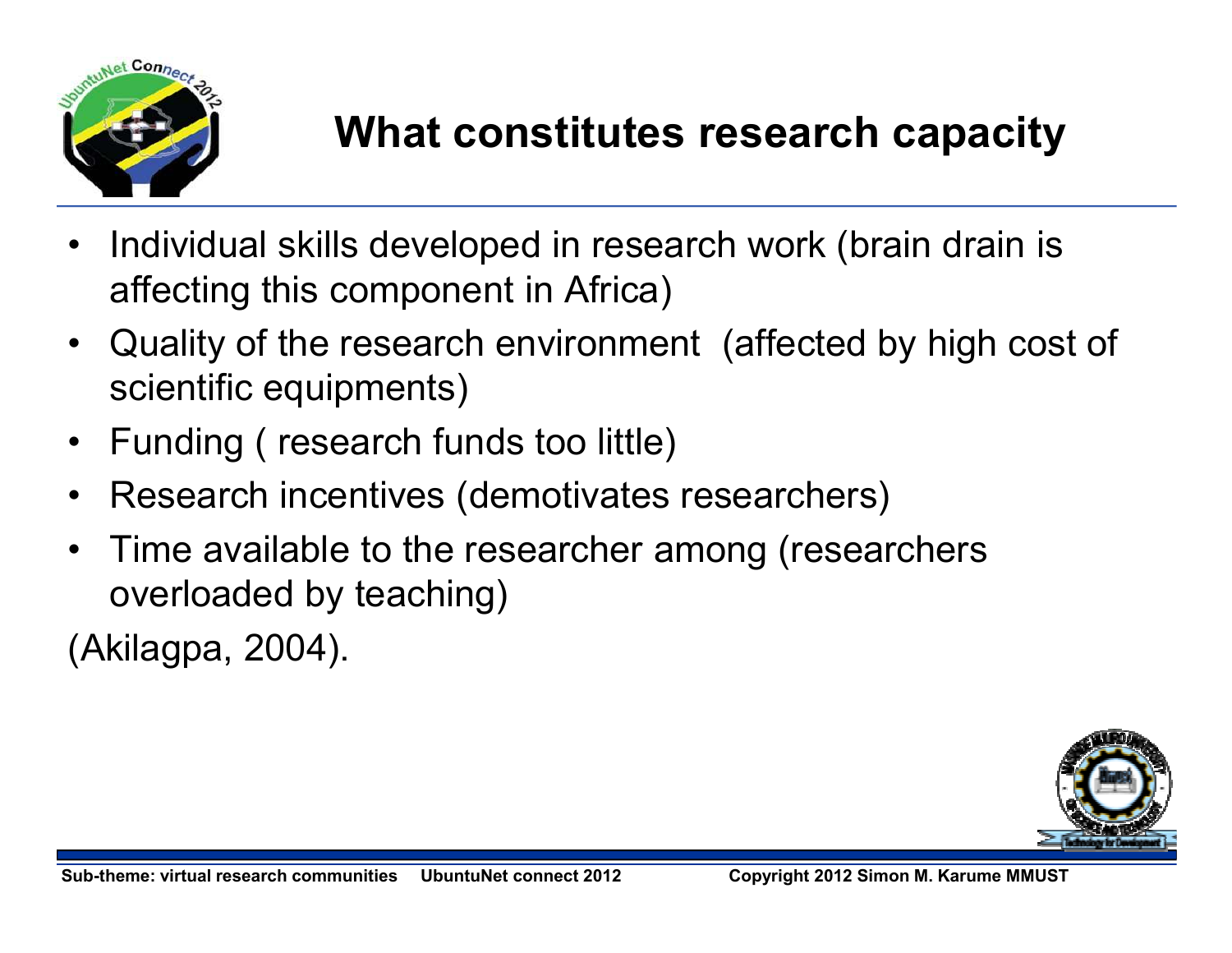# What constitutes research capacity

- Individual skills developed in research work (brain drain is affecting this component in Africa)
- Quality of the research environment (affected by high cost of scientific equipments)
- Funding ( research funds too little)
- Research incentives (demotivates researchers)
- Time available to the researcher among (researchers overloaded by teaching)

(Akilagpa, 2004).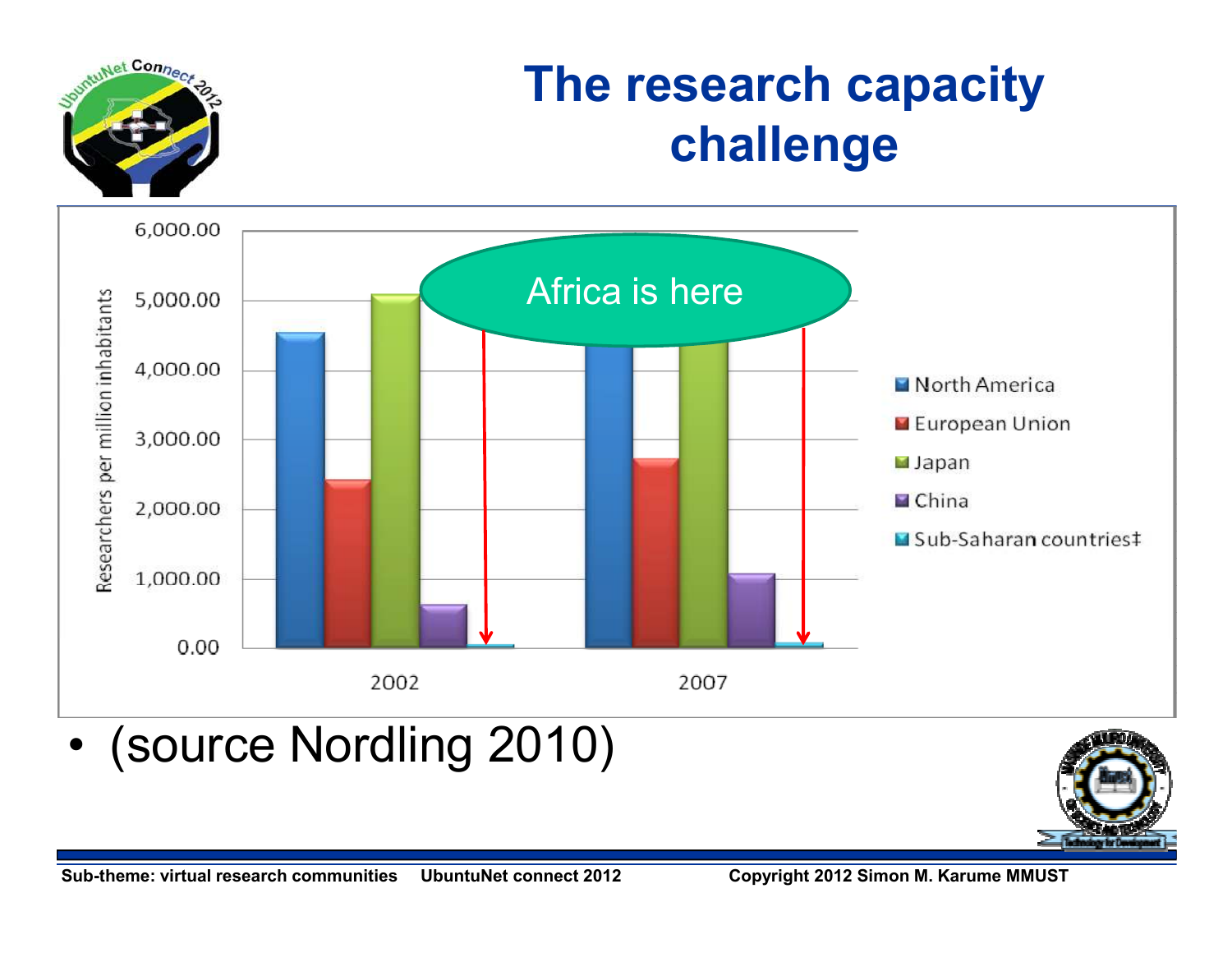# The research capacity challenge

Researchers per million inhabitants

6,000.00
5,000.00
4,000.00
3,000.00
2,000.00
1,000.00
0.00

Africa is here

2002 | 2007

- North America
- European Union
- Japan
- China
- Sub-Saharan countries‡

- (source Nordling 2010)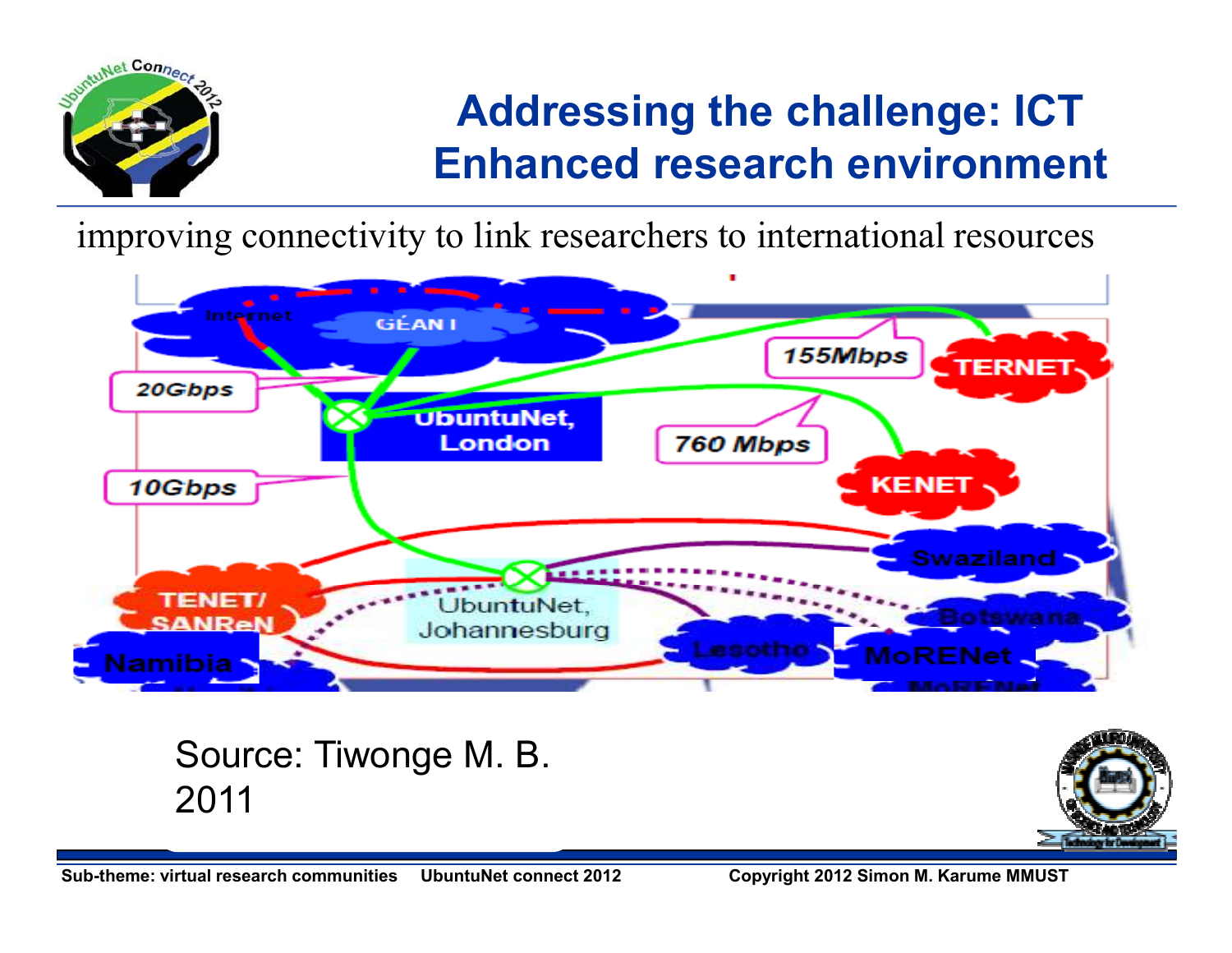# Addressing the challenge: ICT Enhanced research environment

improving connectivity to link researchers to international resources

Internet

GEANT

20Gbps

UbuntuNet, London

155Mbps

TERNET

760 Mbps

KENET

10Gbps

Swaziland

TENET/ SANReN

UbuntuNet, Johannesburg

Botswana

Namibia

Lesotho

MoRENet

Source: Tiwonge M. B. 2011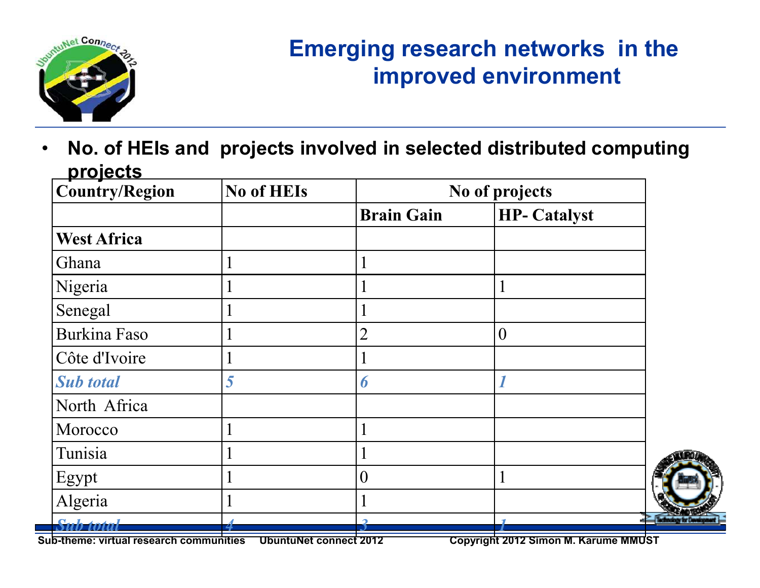# Emerging research networks in the improved environment

- **No. of HEIs and projects involved in selected distributed computing projects**

| Country/Region | No of HEIs | No of projects | |
|---|---|---|---|
| | | **Brain Gain** | **HP- Catalyst** |
| **West Africa** | | | |
| Ghana | 1 | 1 | |
| Nigeria | 1 | 1 | 1 |
| Senegal | 1 | 1 | |
| Burkina Faso | 1 | 2 | 0 |
| Côte d'Ivoire | 1 | 1 | |
| ***Sub total*** | ***5*** | ***6*** | ***1*** |
| North Africa | | | |
| Morocco | 1 | 1 | |
| Tunisia | 1 | 1 | |
| Egypt | 1 | 0 | 1 |
| Algeria | 1 | 1 | |
| ***Sub total*** | ***4*** | ***3*** | ***1*** |

Sub-theme: virtual research communities UbuntuNet connect 2012 Copyright 2012 Simon M. Karume MMUST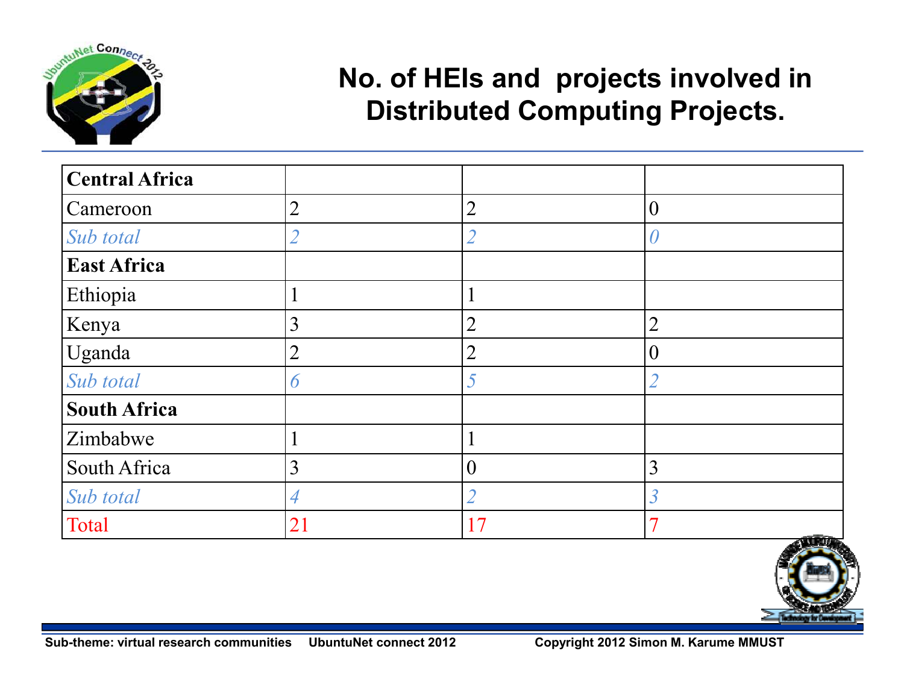# No. of HEIs and projects involved in Distributed Computing Projects.

| | | | |
|---|---|---|---|
| **Central Africa** | | | |
| Cameroon | 2 | 2 | 0 |
| *Sub total* | *2* | *2* | *0* |
| **East Africa** | | | |
| Ethiopia | 1 | 1 | |
| Kenya | 3 | 2 | 2 |
| Uganda | 2 | 2 | 0 |
| *Sub total* | *6* | *5* | *2* |
| **South Africa** | | | |
| Zimbabwe | 1 | 1 | |
| South Africa | 3 | 0 | 3 |
| *Sub total* | *4* | *2* | *3* |
| Total | 21 | 17 | 7 |

Sub-theme: virtual research communities UbuntuNet connect 2012 Copyright 2012 Simon M. Karume MMUST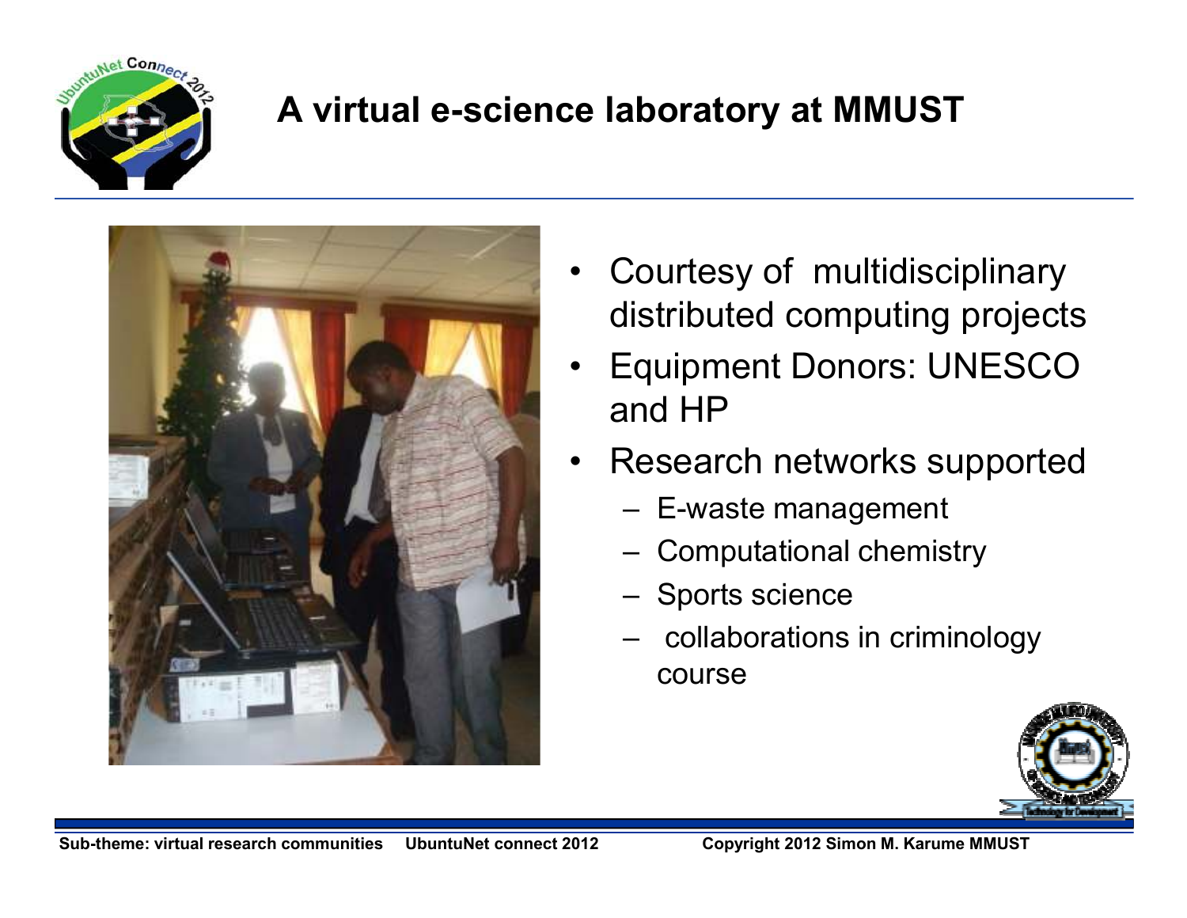# A virtual e-science laboratory at MMUST

- Courtesy of multidisciplinary distributed computing projects
- Equipment Donors: UNESCO and HP
- Research networks supported
  - E-waste management
  - Computational chemistry
  - Sports science
  - collaborations in criminology course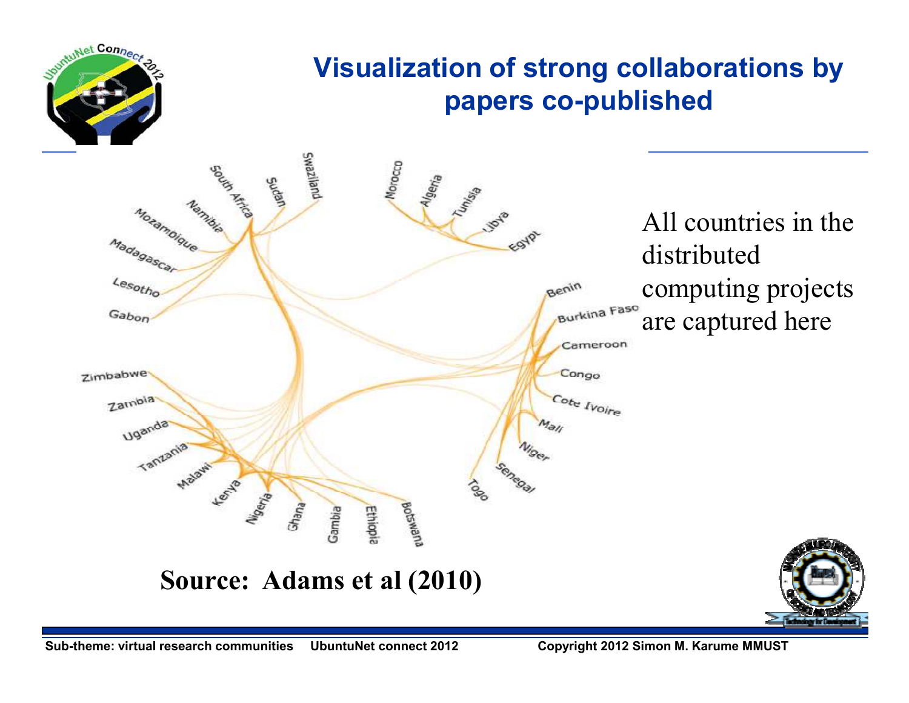# Visualization of strong collaborations by papers co-published

Swaziland, Sudan, South Africa, Namibia, Mozambique, Madagascar, Lesotho, Gabon, Morocco, Algeria, Tunisia, Libya, Egypt, Benin, Burkina Faso, Cameroon, Congo, Cote Ivoire, Mali, Niger, Senegal, Togo, Zimbabwe, Zambia, Uganda, Tanzania, Malawi, Kenya, Nigeria, Ghana, Gambia, Ethiopia, Botswana

All countries in the distributed computing projects are captured here

**Source: Adams et al (2010)**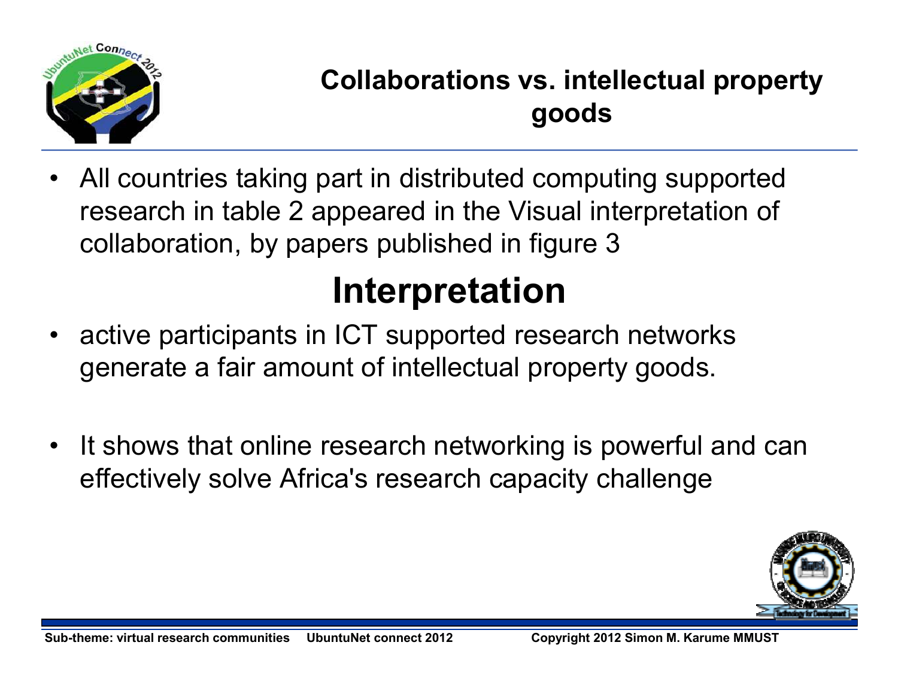## Collaborations vs. intellectual property goods

- All countries taking part in distributed computing supported research in table 2 appeared in the Visual interpretation of collaboration, by papers published in figure 3

## Interpretation

- active participants in ICT supported research networks generate a fair amount of intellectual property goods.
- It shows that online research networking is powerful and can effectively solve Africa's research capacity challenge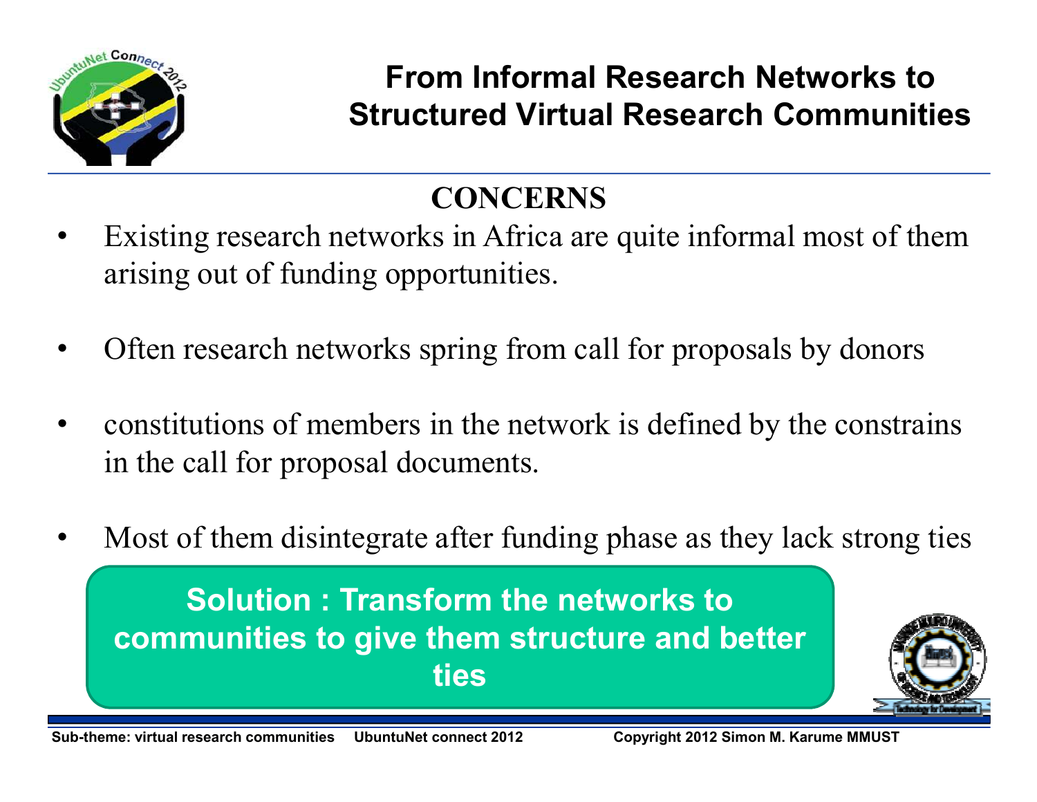# From Informal Research Networks to Structured Virtual Research Communities

## CONCERNS

- Existing research networks in Africa are quite informal most of them arising out of funding opportunities.
- Often research networks spring from call for proposals by donors
- constitutions of members in the network is defined by the constrains in the call for proposal documents.
- Most of them disintegrate after funding phase as they lack strong ties

**Solution : Transform the networks to communities to give them structure and better ties**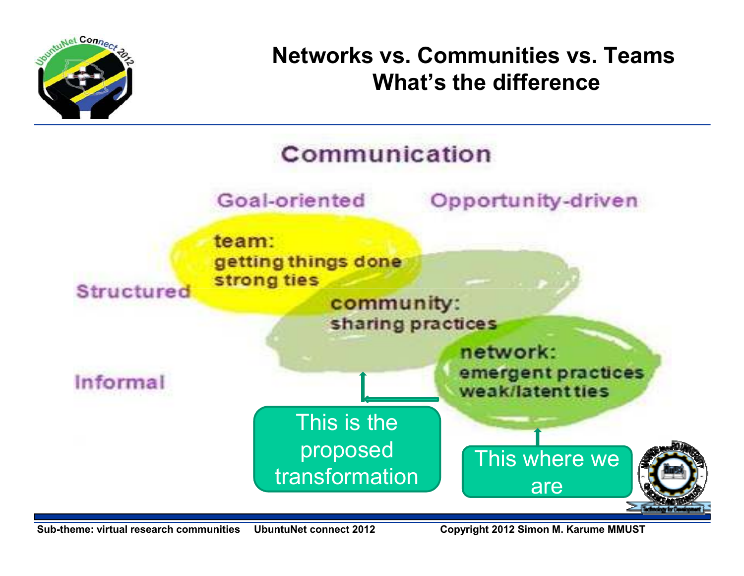# Networks vs. Communities vs. Teams What's the difference

Communication

Goal-oriented | Opportunity-driven

Structured

Informal

team: getting things done strong ties

community: sharing practices

network: emergent practices weak/latent ties

This is the proposed transformation

This where we are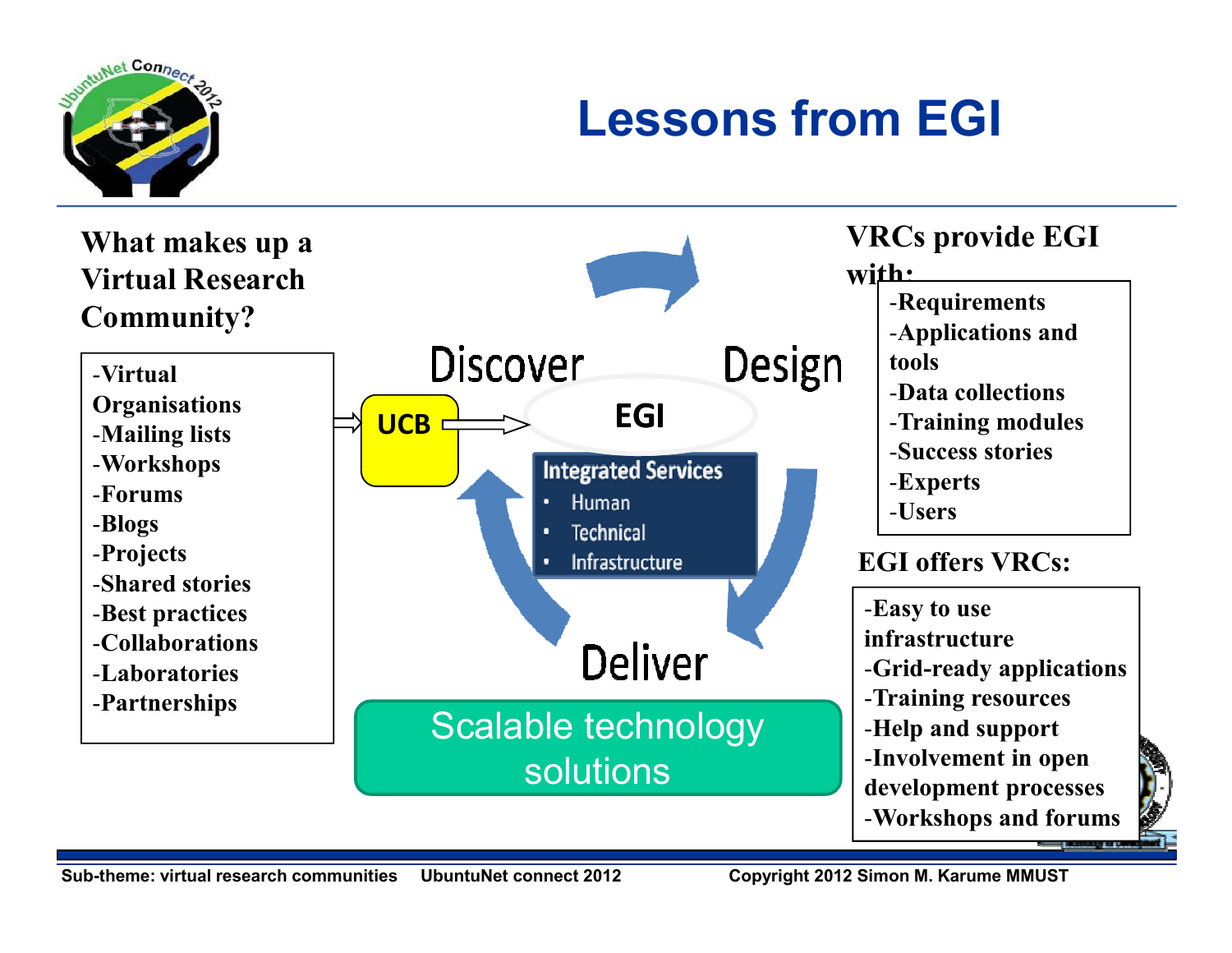# Lessons from EGI

**What makes up a Virtual Research Community?**

- -Virtual Organisations
- -Mailing lists
- -Workshops
- -Forums
- -Blogs
- -Projects
- -Shared stories
- -Best practices
- -Collaborations
- -Laboratories
- -Partnerships

UCB → EGI

Discover — Design — Deliver

**Integrated Services**

- Human
- Technical
- Infrastructure

Scalable technology solutions

**VRCs provide EGI with:**

- -Requirements
- -Applications and tools
- -Data collections
- -Training modules
- -Success stories
- -Experts
- -Users

**EGI offers VRCs:**

- -Easy to use infrastructure
- -Grid-ready applications
- -Training resources
- -Help and support
- -Involvement in open development processes
- -Workshops and forums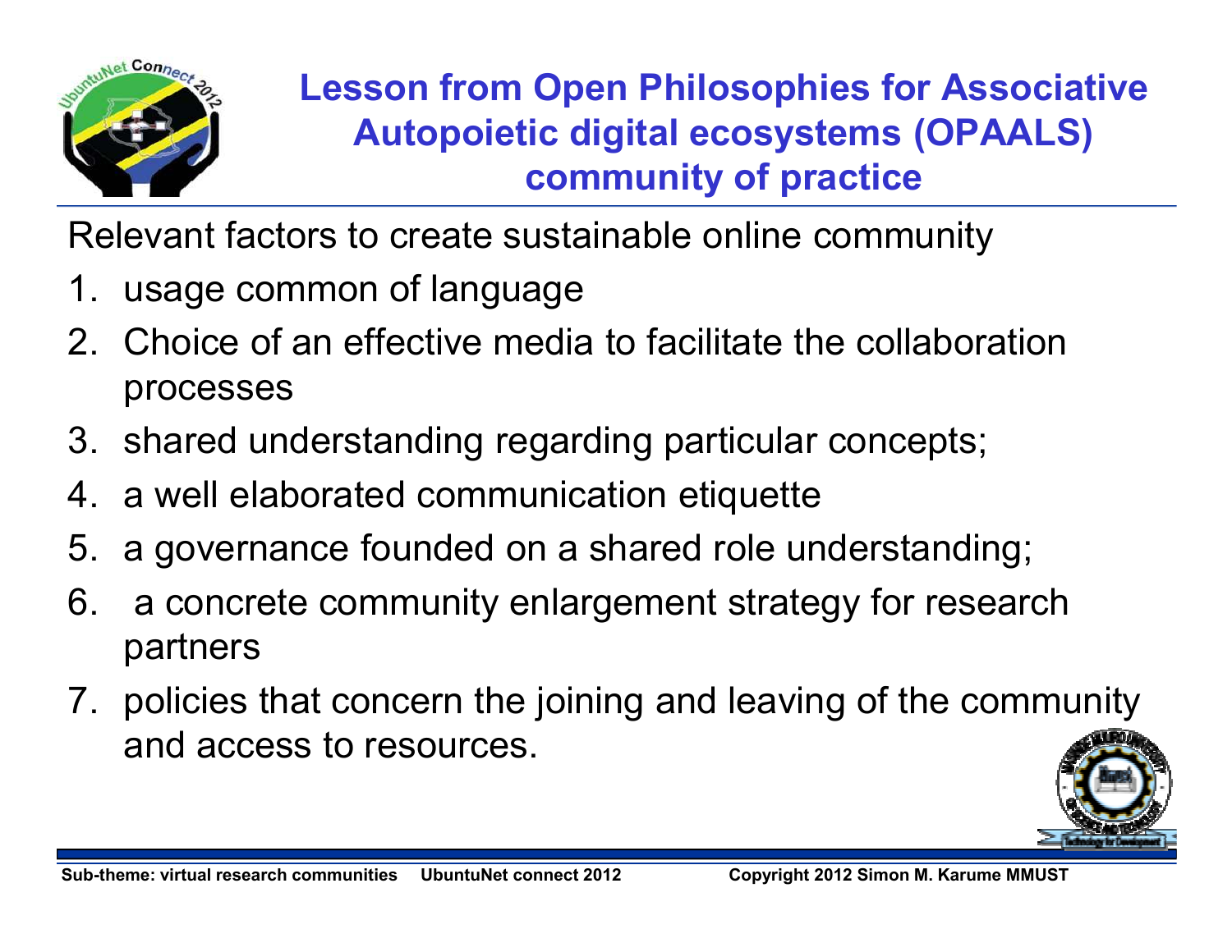# Lesson from Open Philosophies for Associative Autopoietic digital ecosystems (OPAALS) community of practice

Relevant factors to create sustainable online community

1. usage common of language
2. Choice of an effective media to facilitate the collaboration processes
3. shared understanding regarding particular concepts;
4. a well elaborated communication etiquette
5. a governance founded on a shared role understanding;
6. a concrete community enlargement strategy for research partners
7. policies that concern the joining and leaving of the community and access to resources.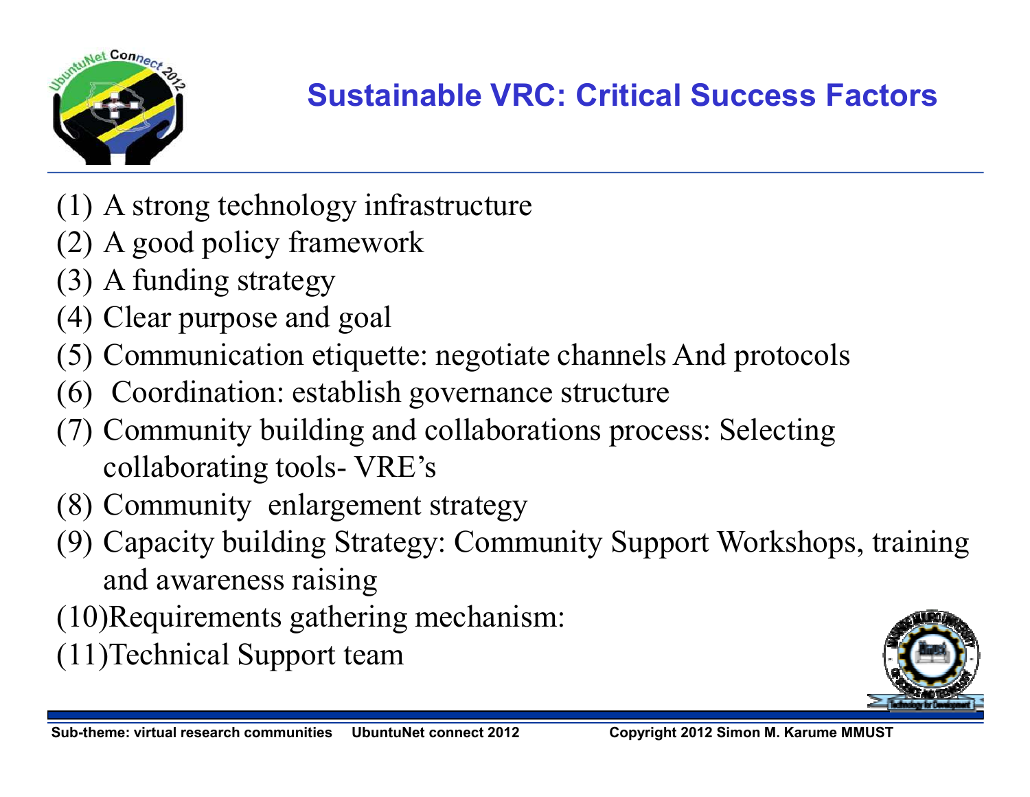# Sustainable VRC: Critical Success Factors

(1) A strong technology infrastructure
(2) A good policy framework
(3) A funding strategy
(4) Clear purpose and goal
(5) Communication etiquette: negotiate channels And protocols
(6) Coordination: establish governance structure
(7) Community building and collaborations process: Selecting collaborating tools- VRE's
(8) Community enlargement strategy
(9) Capacity building Strategy: Community Support Workshops, training and awareness raising
(10) Requirements gathering mechanism:
(11) Technical Support team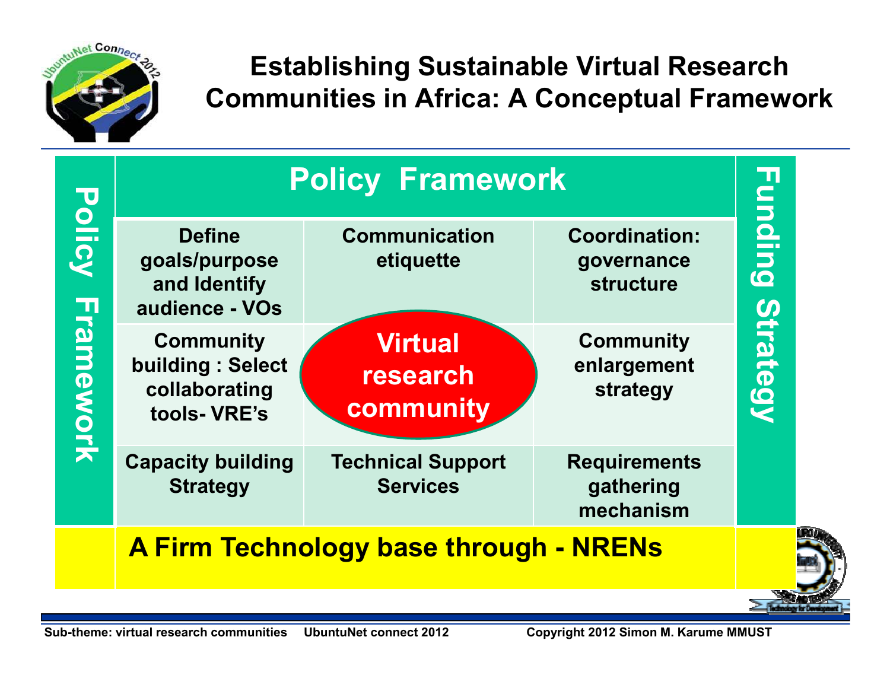# Establishing Sustainable Virtual Research Communities in Africa: A Conceptual Framework

## Policy Framework

| | | |
|---|---|---|
| Define goals/purpose and Identify audience - VOs | Communication etiquette | Coordination: governance structure |
| Community building : Select collaborating tools- VRE's | **Virtual research community** | Community enlargement strategy |
| Capacity building Strategy | Technical Support Services | Requirements gathering mechanism |

Policy Framework

Funding Strategy

**A Firm Technology base through - NRENs**

Sub-theme: virtual research communities UbuntuNet connect 2012 Copyright 2012 Simon M. Karume MMUST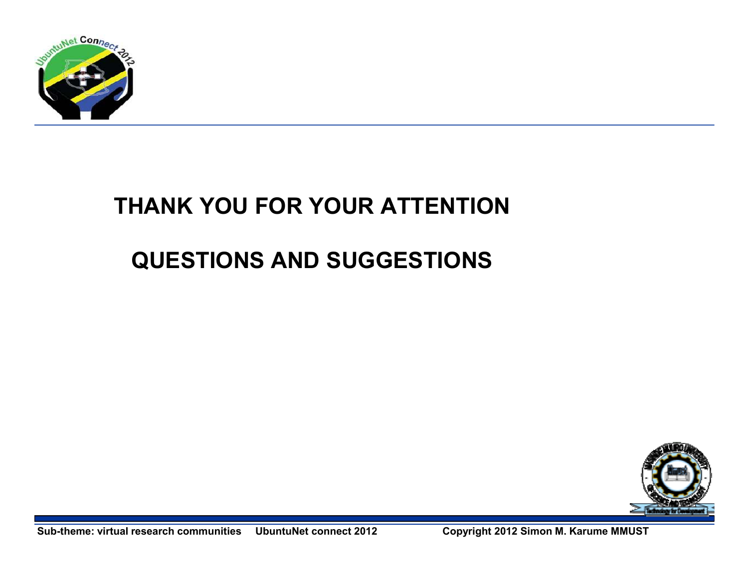# THANK YOU FOR YOUR ATTENTION

# QUESTIONS AND SUGGESTIONS